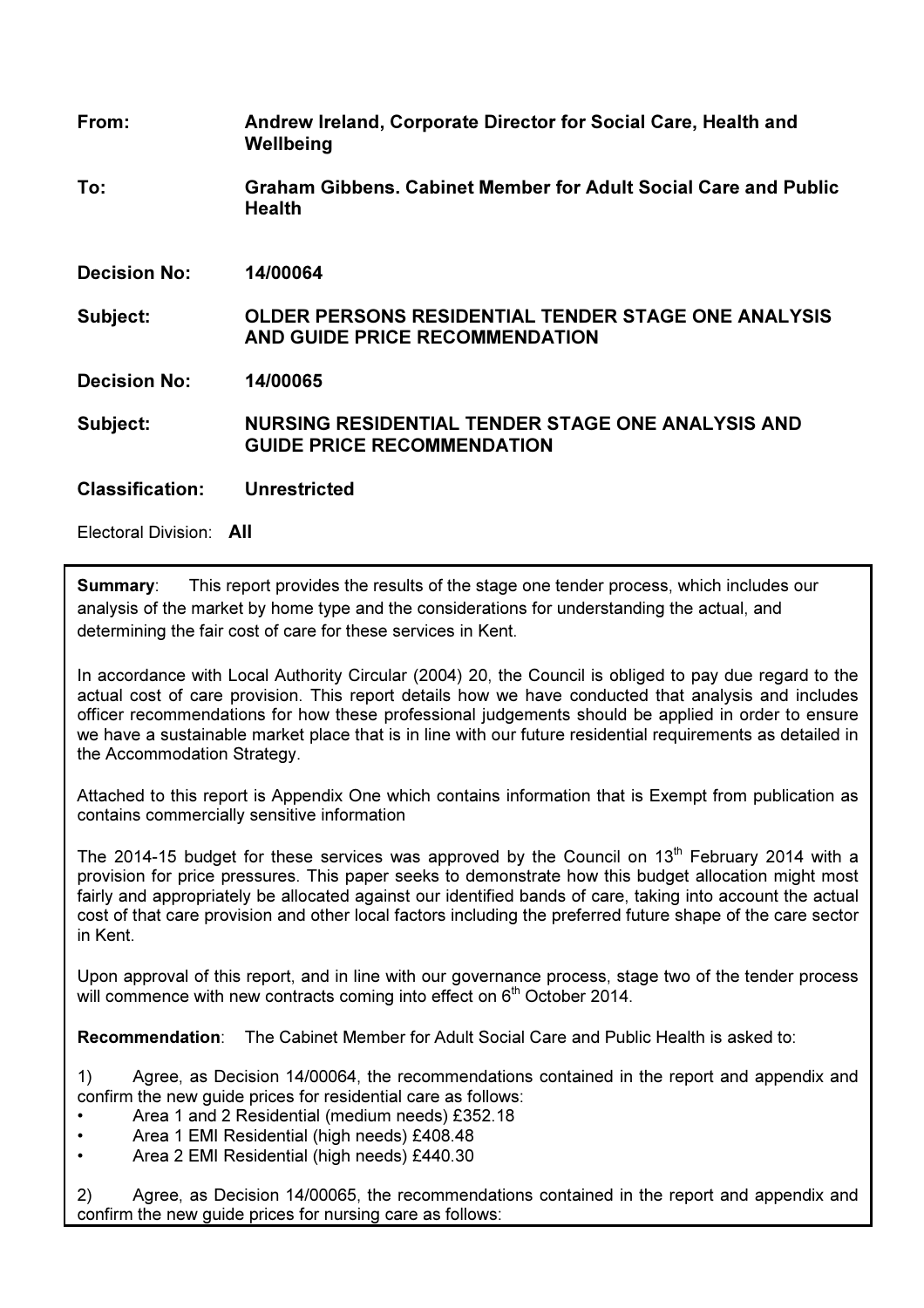**From:** Andrew Ireland, Corporate Director for Social Care, Health and Wellbeing

**To:** Graham Gibbens. Cabinet Member for Adult Social Care and Public Health

**Decision No:** 14/00064

**Subject:** OLDER PERSONS RESIDENTIAL TENDER STAGE ONE ANALYSIS AND GUIDE PRICE RECOMMENDATION

**Decision No:** 14/00065

**Subject:** NURSING RESIDENTIAL TENDER STAGE ONE ANALYSIS AND GUIDE PRICE RECOMMENDATION

**Classification:** Unrestricted

Electoral Division: **All**

**Summary**: This report provides the results of the stage one tender process, which includes our analysis of the market by home type and the considerations for understanding the actual, and determining the fair cost of care for these services in Kent.

In accordance with Local Authority Circular (2004) 20, the Council is obliged to pay due regard to the actual cost of care provision. This report details how we have conducted that analysis and includes officer recommendations for how these professional judgements should be applied in order to ensure we have a sustainable market place that is in line with our future residential requirements as detailed in the Accommodation Strategy.

Attached to this report is Appendix One which contains information that is Exempt from publication as contains commercially sensitive information

The 2014-15 budget for these services was approved by the Council on 13th February 2014 with a provision for price pressures. This paper seeks to demonstrate how this budget allocation might most fairly and appropriately be allocated against our identified bands of care, taking into account the actual cost of that care provision and other local factors including the preferred future shape of the care sector in Kent.

Upon approval of this report, and in line with our governance process, stage two of the tender process will commence with new contracts coming into effect on 6th October 2014.

**Recommendation**: The Cabinet Member for Adult Social Care and Public Health is asked to:

1) Agree, as Decision 14/00064, the recommendations contained in the report and appendix and confirm the new guide prices for residential care as follows:

- Area 1 and 2 Residential (medium needs) £352.18
- Area 1 EMI Residential (high needs) £408.48
- Area 2 EMI Residential (high needs) £440.30

2) Agree, as Decision 14/00065, the recommendations contained in the report and appendix and confirm the new guide prices for nursing care as follows: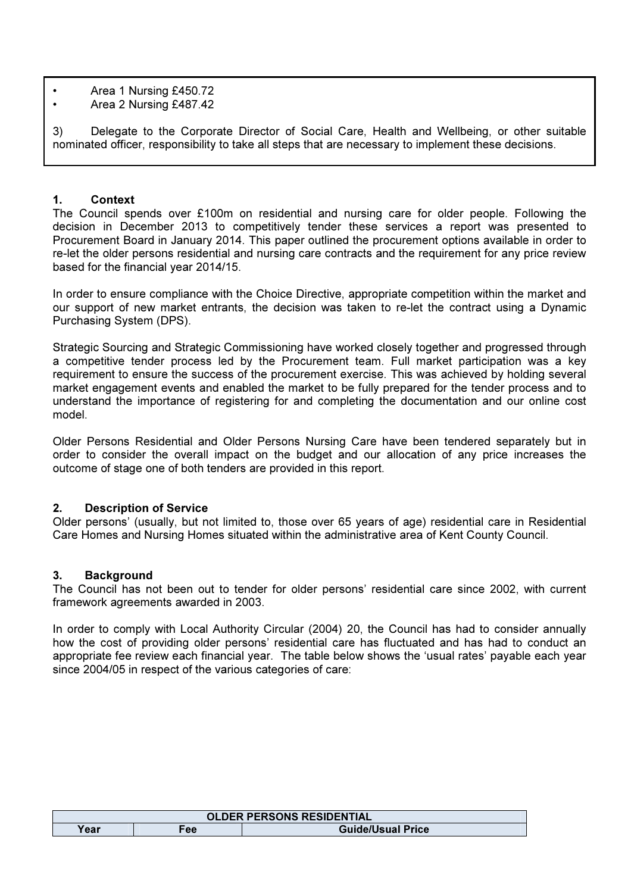- Area 1 Nursing £450.72
- Area 2 Nursing £487.42

3) Delegate to the Corporate Director of Social Care, Health and Wellbeing, or other suitable nominated officer, responsibility to take all steps that are necessary to implement these decisions.

## 1. Context

The Council spends over £100m on residential and nursing care for older people. Following the decision in December 2013 to competitively tender these services a report was presented to Procurement Board in January 2014. This paper outlined the procurement options available in order to re-let the older persons residential and nursing care contracts and the requirement for any price review based for the financial year 2014/15.

In order to ensure compliance with the Choice Directive, appropriate competition within the market and our support of new market entrants, the decision was taken to re-let the contract using a Dynamic Purchasing System (DPS).

Strategic Sourcing and Strategic Commissioning have worked closely together and progressed through a competitive tender process led by the Procurement team. Full market participation was a key requirement to ensure the success of the procurement exercise. This was achieved by holding several market engagement events and enabled the market to be fully prepared for the tender process and to understand the importance of registering for and completing the documentation and our online cost model.

Older Persons Residential and Older Persons Nursing Care have been tendered separately but in order to consider the overall impact on the budget and our allocation of any price increases the outcome of stage one of both tenders are provided in this report.

## 2. Description of Service

Older persons' (usually, but not limited to, those over 65 years of age) residential care in Residential Care Homes and Nursing Homes situated within the administrative area of Kent County Council.

## 3. Background

The Council has not been out to tender for older persons' residential care since 2002, with current framework agreements awarded in 2003.

In order to comply with Local Authority Circular (2004) 20, the Council has had to consider annually how the cost of providing older persons' residential care has fluctuated and has had to conduct an appropriate fee review each financial year. The table below shows the 'usual rates' payable each year since 2004/05 in respect of the various categories of care:

| OLDER PERSONS RESIDENTIAL | | |
|---|---|---|
| **Year** | **Fee** | **Guide/Usual Price** |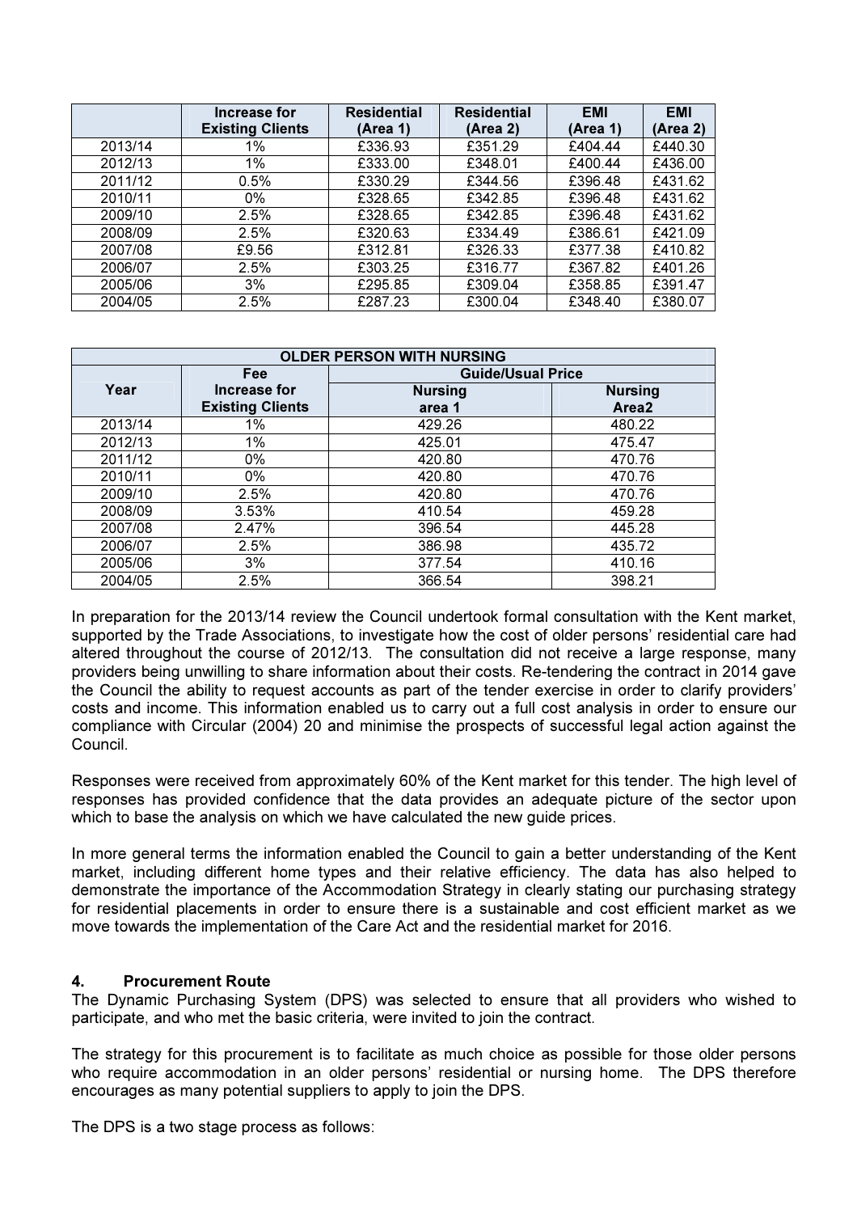| | Increase for Existing Clients | Residential (Area 1) | Residential (Area 2) | EMI (Area 1) | EMI (Area 2) |
|---|---|---|---|---|---|
| 2013/14 | 1% | £336.93 | £351.29 | £404.44 | £440.30 |
| 2012/13 | 1% | £333.00 | £348.01 | £400.44 | £436.00 |
| 2011/12 | 0.5% | £330.29 | £344.56 | £396.48 | £431.62 |
| 2010/11 | 0% | £328.65 | £342.85 | £396.48 | £431.62 |
| 2009/10 | 2.5% | £328.65 | £342.85 | £396.48 | £431.62 |
| 2008/09 | 2.5% | £320.63 | £334.49 | £386.61 | £421.09 |
| 2007/08 | £9.56 | £312.81 | £326.33 | £377.38 | £410.82 |
| 2006/07 | 2.5% | £303.25 | £316.77 | £367.82 | £401.26 |
| 2005/06 | 3% | £295.85 | £309.04 | £358.85 | £391.47 |
| 2004/05 | 2.5% | £287.23 | £300.04 | £348.40 | £380.07 |

| OLDER PERSON WITH NURSING | | | |
|---|---|---|---|
| Year | Fee Increase for Existing Clients | Guide/Usual Price | |
| | | Nursing area 1 | Nursing Area2 |
| 2013/14 | 1% | 429.26 | 480.22 |
| 2012/13 | 1% | 425.01 | 475.47 |
| 2011/12 | 0% | 420.80 | 470.76 |
| 2010/11 | 0% | 420.80 | 470.76 |
| 2009/10 | 2.5% | 420.80 | 470.76 |
| 2008/09 | 3.53% | 410.54 | 459.28 |
| 2007/08 | 2.47% | 396.54 | 445.28 |
| 2006/07 | 2.5% | 386.98 | 435.72 |
| 2005/06 | 3% | 377.54 | 410.16 |
| 2004/05 | 2.5% | 366.54 | 398.21 |

In preparation for the 2013/14 review the Council undertook formal consultation with the Kent market, supported by the Trade Associations, to investigate how the cost of older persons' residential care had altered throughout the course of 2012/13. The consultation did not receive a large response, many providers being unwilling to share information about their costs. Re-tendering the contract in 2014 gave the Council the ability to request accounts as part of the tender exercise in order to clarify providers' costs and income. This information enabled us to carry out a full cost analysis in order to ensure our compliance with Circular (2004) 20 and minimise the prospects of successful legal action against the Council.

Responses were received from approximately 60% of the Kent market for this tender. The high level of responses has provided confidence that the data provides an adequate picture of the sector upon which to base the analysis on which we have calculated the new guide prices.

In more general terms the information enabled the Council to gain a better understanding of the Kent market, including different home types and their relative efficiency. The data has also helped to demonstrate the importance of the Accommodation Strategy in clearly stating our purchasing strategy for residential placements in order to ensure there is a sustainable and cost efficient market as we move towards the implementation of the Care Act and the residential market for 2016.

## 4. Procurement Route

The Dynamic Purchasing System (DPS) was selected to ensure that all providers who wished to participate, and who met the basic criteria, were invited to join the contract.

The strategy for this procurement is to facilitate as much choice as possible for those older persons who require accommodation in an older persons' residential or nursing home. The DPS therefore encourages as many potential suppliers to apply to join the DPS.

The DPS is a two stage process as follows: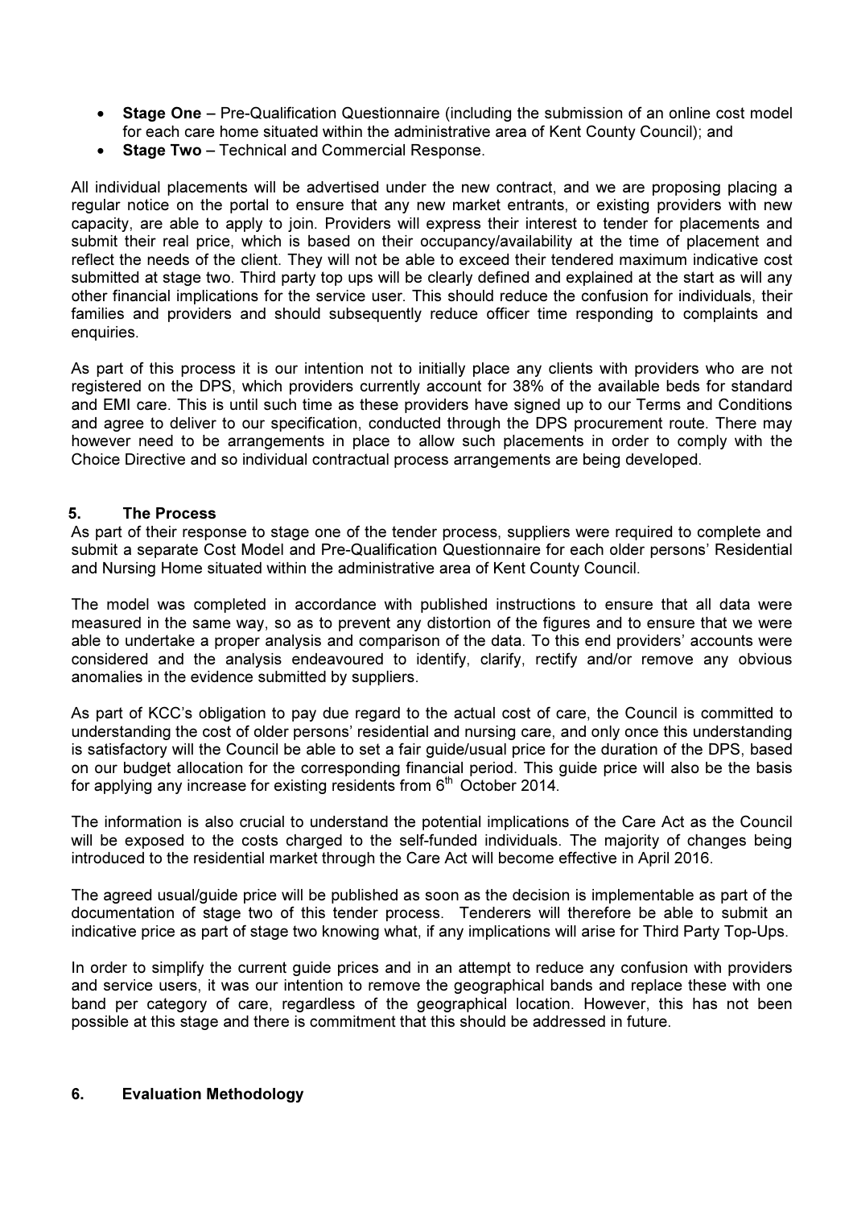- **Stage One** – Pre-Qualification Questionnaire (including the submission of an online cost model for each care home situated within the administrative area of Kent County Council); and
- **Stage Two** – Technical and Commercial Response.

All individual placements will be advertised under the new contract, and we are proposing placing a regular notice on the portal to ensure that any new market entrants, or existing providers with new capacity, are able to apply to join. Providers will express their interest to tender for placements and submit their real price, which is based on their occupancy/availability at the time of placement and reflect the needs of the client. They will not be able to exceed their tendered maximum indicative cost submitted at stage two. Third party top ups will be clearly defined and explained at the start as will any other financial implications for the service user. This should reduce the confusion for individuals, their families and providers and should subsequently reduce officer time responding to complaints and enquiries.

As part of this process it is our intention not to initially place any clients with providers who are not registered on the DPS, which providers currently account for 38% of the available beds for standard and EMI care. This is until such time as these providers have signed up to our Terms and Conditions and agree to deliver to our specification, conducted through the DPS procurement route. There may however need to be arrangements in place to allow such placements in order to comply with the Choice Directive and so individual contractual process arrangements are being developed.

## 5. The Process

As part of their response to stage one of the tender process, suppliers were required to complete and submit a separate Cost Model and Pre-Qualification Questionnaire for each older persons' Residential and Nursing Home situated within the administrative area of Kent County Council.

The model was completed in accordance with published instructions to ensure that all data were measured in the same way, so as to prevent any distortion of the figures and to ensure that we were able to undertake a proper analysis and comparison of the data. To this end providers' accounts were considered and the analysis endeavoured to identify, clarify, rectify and/or remove any obvious anomalies in the evidence submitted by suppliers.

As part of KCC's obligation to pay due regard to the actual cost of care, the Council is committed to understanding the cost of older persons' residential and nursing care, and only once this understanding is satisfactory will the Council be able to set a fair guide/usual price for the duration of the DPS, based on our budget allocation for the corresponding financial period. This guide price will also be the basis for applying any increase for existing residents from 6th October 2014.

The information is also crucial to understand the potential implications of the Care Act as the Council will be exposed to the costs charged to the self-funded individuals. The majority of changes being introduced to the residential market through the Care Act will become effective in April 2016.

The agreed usual/guide price will be published as soon as the decision is implementable as part of the documentation of stage two of this tender process. Tenderers will therefore be able to submit an indicative price as part of stage two knowing what, if any implications will arise for Third Party Top-Ups.

In order to simplify the current guide prices and in an attempt to reduce any confusion with providers and service users, it was our intention to remove the geographical bands and replace these with one band per category of care, regardless of the geographical location. However, this has not been possible at this stage and there is commitment that this should be addressed in future.

## 6. Evaluation Methodology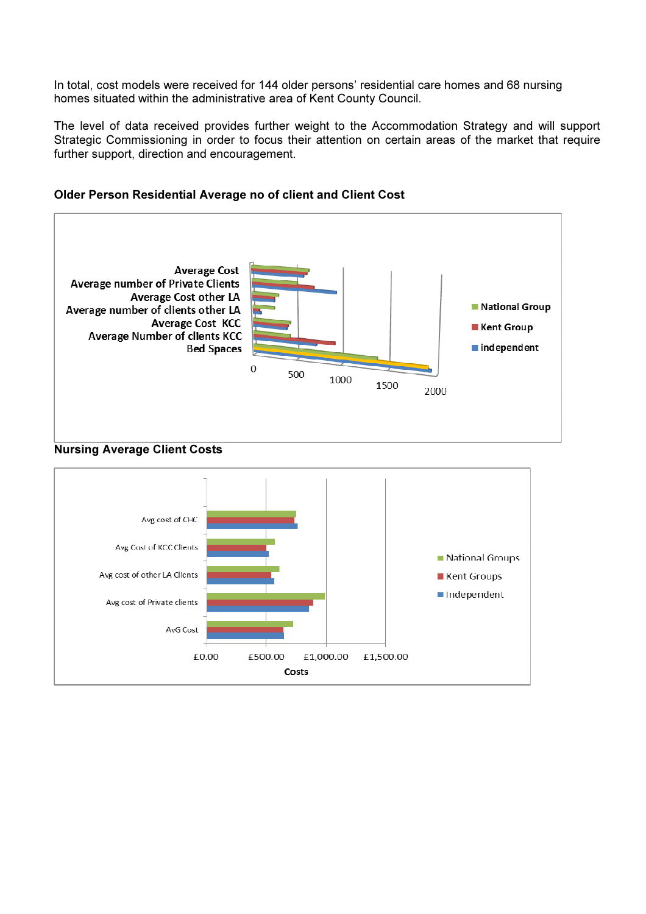In total, cost models were received for 144 older persons' residential care homes and 68 nursing homes situated within the administrative area of Kent County Council.

The level of data received provides further weight to the Accommodation Strategy and will support Strategic Commissioning in order to focus their attention on certain areas of the market that require further support, direction and encouragement.

**Older Person Residential Average no of client and Client Cost**

**Nursing Average Client Costs**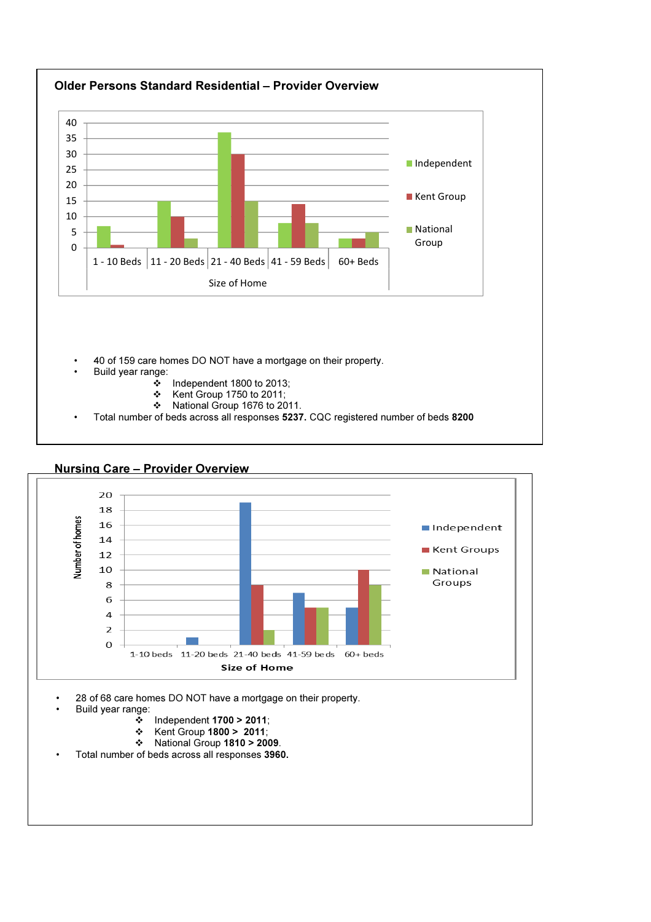## Older Persons Standard Residential – Provider Overview

| Size of Home | Independent | Kent Group | National Group |
|---|---|---|---|
| 1 - 10 Beds | 7 | 1 | |
| 11 - 20 Beds | 15 | 10 | 3 |
| 21 - 40 Beds | 37 | 30 | 15 |
| 41 - 59 Beds | 8 | 14 | 8 |
| 60+ Beds | 3 | 3 | 5 |

- 40 of 159 care homes DO NOT have a mortgage on their property.
- Build year range:
  - Independent 1800 to 2013;
  - Kent Group 1750 to 2011;
  - National Group 1676 to 2011.
- Total number of beds across all responses **5237.** CQC registered number of beds **8200**

## Nursing Care – Provider Overview

| Size of Home | Independent | Kent Groups | National Groups |
|---|---|---|---|
| 1-10 beds | | | |
| 11-20 beds | 1 | | |
| 21-40 beds | 19 | 8 | 2 |
| 41-59 beds | 7 | 5 | 5 |
| 60+ beds | 5 | 10 | 8 |

- 28 of 68 care homes DO NOT have a mortgage on their property.
- Build year range:
  - Independent **1700 > 2011**;
  - Kent Group **1800 > 2011**;
  - National Group **1810 > 2009**.
- Total number of beds across all responses **3960.**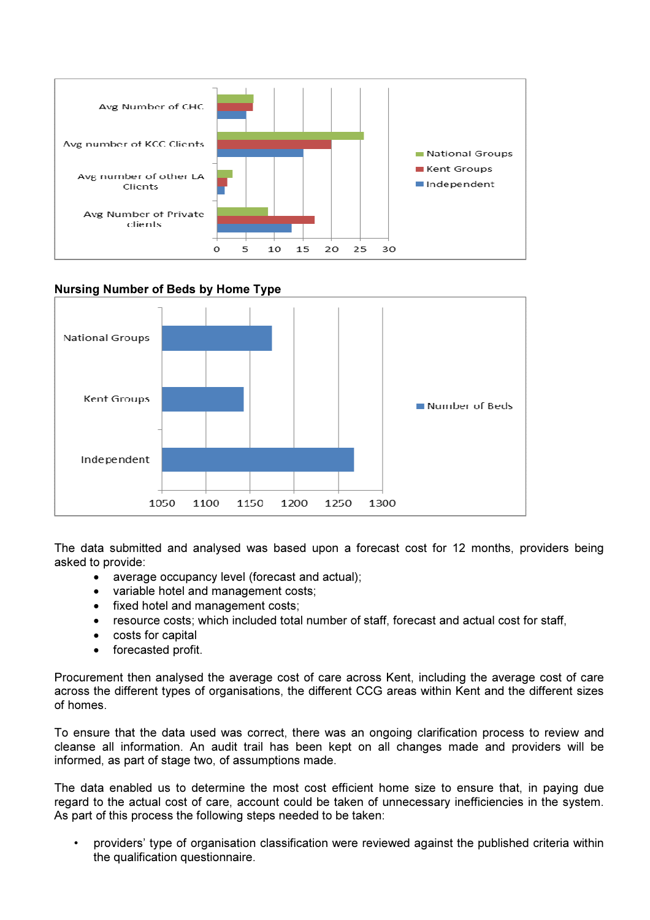## Nursing Number of Beds by Home Type

The data submitted and analysed was based upon a forecast cost for 12 months, providers being asked to provide:

- average occupancy level (forecast and actual);
- variable hotel and management costs;
- fixed hotel and management costs;
- resource costs; which included total number of staff, forecast and actual cost for staff,
- costs for capital
- forecasted profit.

Procurement then analysed the average cost of care across Kent, including the average cost of care across the different types of organisations, the different CCG areas within Kent and the different sizes of homes.

To ensure that the data used was correct, there was an ongoing clarification process to review and cleanse all information. An audit trail has been kept on all changes made and providers will be informed, as part of stage two, of assumptions made.

The data enabled us to determine the most cost efficient home size to ensure that, in paying due regard to the actual cost of care, account could be taken of unnecessary inefficiencies in the system. As part of this process the following steps needed to be taken:

- providers' type of organisation classification were reviewed against the published criteria within the qualification questionnaire.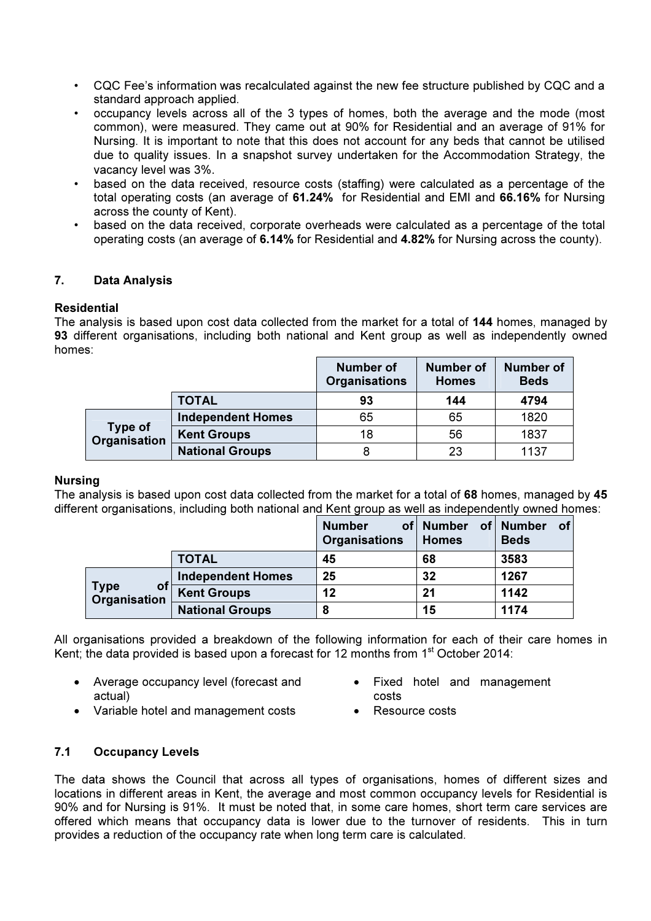- CQC Fee's information was recalculated against the new fee structure published by CQC and a standard approach applied.
- occupancy levels across all of the 3 types of homes, both the average and the mode (most common), were measured. They came out at 90% for Residential and an average of 91% for Nursing. It is important to note that this does not account for any beds that cannot be utilised due to quality issues. In a snapshot survey undertaken for the Accommodation Strategy, the vacancy level was 3%.
- based on the data received, resource costs (staffing) were calculated as a percentage of the total operating costs (an average of **61.24%** for Residential and EMI and **66.16%** for Nursing across the county of Kent).
- based on the data received, corporate overheads were calculated as a percentage of the total operating costs (an average of **6.14%** for Residential and **4.82%** for Nursing across the county).

## 7. Data Analysis

**Residential**

The analysis is based upon cost data collected from the market for a total of **144** homes, managed by **93** different organisations, including both national and Kent group as well as independently owned homes:

| | | Number of Organisations | Number of Homes | Number of Beds |
|---|---|---|---|---|
| | **TOTAL** | **93** | **144** | **4794** |
| **Type of Organisation** | **Independent Homes** | 65 | 65 | 1820 |
| | **Kent Groups** | 18 | 56 | 1837 |
| | **National Groups** | 8 | 23 | 1137 |

**Nursing**

The analysis is based upon cost data collected from the market for a total of **68** homes, managed by **45** different organisations, including both national and Kent group as well as independently owned homes:

| | | Number of Organisations | Number of Homes | Number of Beds |
|---|---|---|---|---|
| | **TOTAL** | **45** | **68** | **3583** |
| **Type of Organisation** | **Independent Homes** | **25** | **32** | **1267** |
| | **Kent Groups** | **12** | **21** | **1142** |
| | **National Groups** | **8** | **15** | **1174** |

All organisations provided a breakdown of the following information for each of their care homes in Kent; the data provided is based upon a forecast for 12 months from 1st October 2014:

- Average occupancy level (forecast and actual)
- Variable hotel and management costs
- Fixed hotel and management costs
- Resource costs

### 7.1 Occupancy Levels

The data shows the Council that across all types of organisations, homes of different sizes and locations in different areas in Kent, the average and most common occupancy levels for Residential is 90% and for Nursing is 91%. It must be noted that, in some care homes, short term care services are offered which means that occupancy data is lower due to the turnover of residents. This in turn provides a reduction of the occupancy rate when long term care is calculated.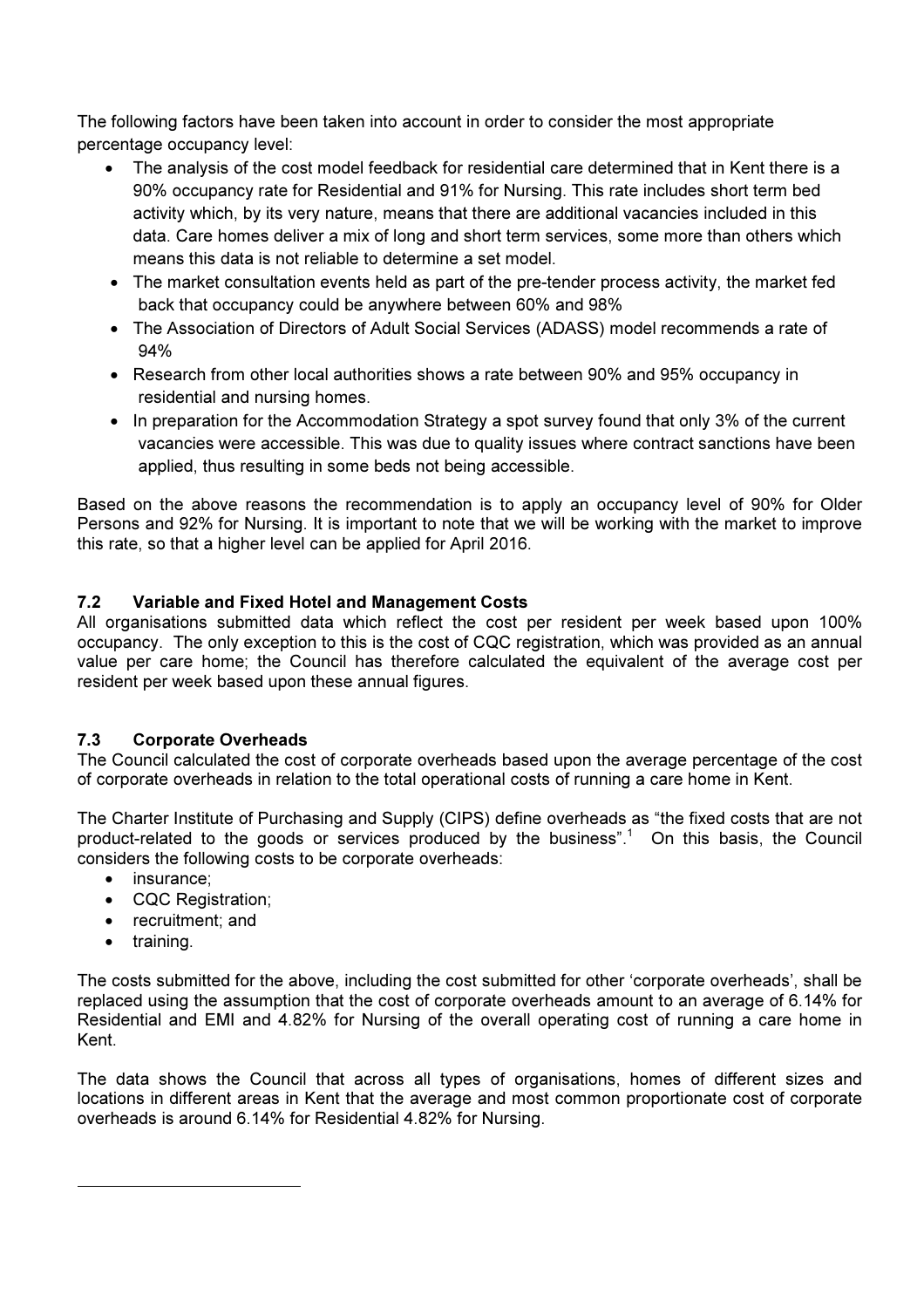The following factors have been taken into account in order to consider the most appropriate percentage occupancy level:

- The analysis of the cost model feedback for residential care determined that in Kent there is a 90% occupancy rate for Residential and 91% for Nursing. This rate includes short term bed activity which, by its very nature, means that there are additional vacancies included in this data. Care homes deliver a mix of long and short term services, some more than others which means this data is not reliable to determine a set model.
- The market consultation events held as part of the pre-tender process activity, the market fed back that occupancy could be anywhere between 60% and 98%
- The Association of Directors of Adult Social Services (ADASS) model recommends a rate of 94%
- Research from other local authorities shows a rate between 90% and 95% occupancy in residential and nursing homes.
- In preparation for the Accommodation Strategy a spot survey found that only 3% of the current vacancies were accessible. This was due to quality issues where contract sanctions have been applied, thus resulting in some beds not being accessible.

Based on the above reasons the recommendation is to apply an occupancy level of 90% for Older Persons and 92% for Nursing. It is important to note that we will be working with the market to improve this rate, so that a higher level can be applied for April 2016.

### 7.2 Variable and Fixed Hotel and Management Costs

All organisations submitted data which reflect the cost per resident per week based upon 100% occupancy. The only exception to this is the cost of CQC registration, which was provided as an annual value per care home; the Council has therefore calculated the equivalent of the average cost per resident per week based upon these annual figures.

### 7.3 Corporate Overheads

The Council calculated the cost of corporate overheads based upon the average percentage of the cost of corporate overheads in relation to the total operational costs of running a care home in Kent.

The Charter Institute of Purchasing and Supply (CIPS) define overheads as "the fixed costs that are not product-related to the goods or services produced by the business".[1] On this basis, the Council considers the following costs to be corporate overheads:

- insurance;
- CQC Registration;
- recruitment; and
- training.

The costs submitted for the above, including the cost submitted for other 'corporate overheads', shall be replaced using the assumption that the cost of corporate overheads amount to an average of 6.14% for Residential and EMI and 4.82% for Nursing of the overall operating cost of running a care home in Kent.

The data shows the Council that across all types of organisations, homes of different sizes and locations in different areas in Kent that the average and most common proportionate cost of corporate overheads is around 6.14% for Residential 4.82% for Nursing.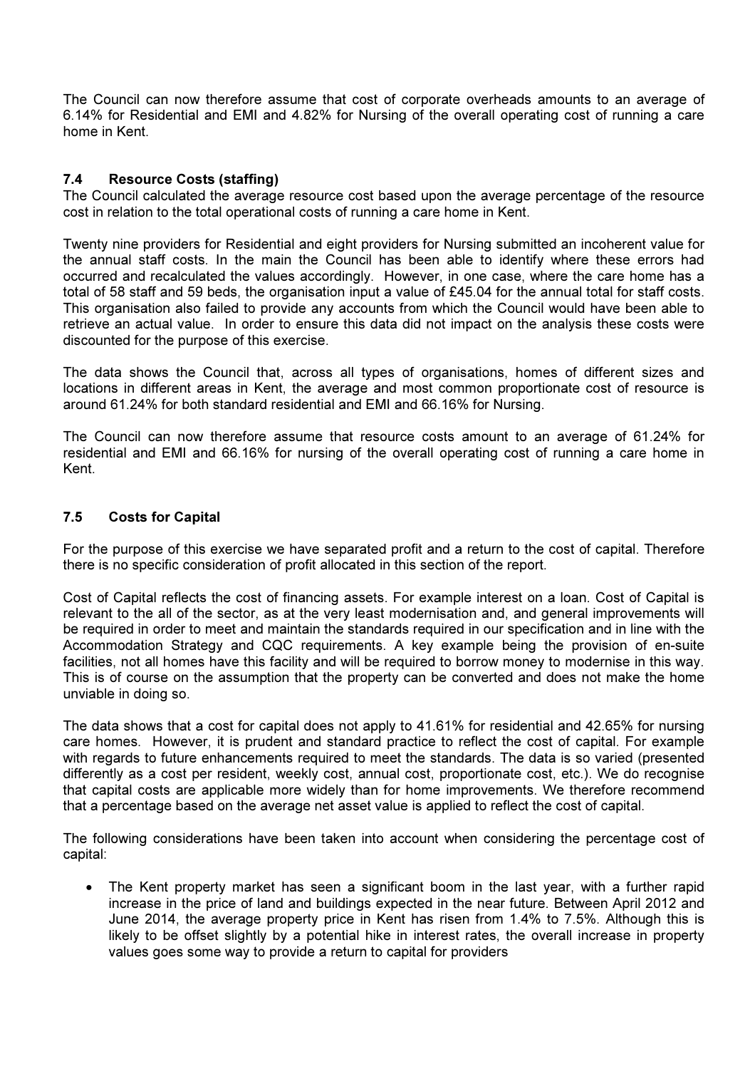The Council can now therefore assume that cost of corporate overheads amounts to an average of 6.14% for Residential and EMI and 4.82% for Nursing of the overall operating cost of running a care home in Kent.

### 7.4 Resource Costs (staffing)

The Council calculated the average resource cost based upon the average percentage of the resource cost in relation to the total operational costs of running a care home in Kent.

Twenty nine providers for Residential and eight providers for Nursing submitted an incoherent value for the annual staff costs. In the main the Council has been able to identify where these errors had occurred and recalculated the values accordingly. However, in one case, where the care home has a total of 58 staff and 59 beds, the organisation input a value of £45.04 for the annual total for staff costs. This organisation also failed to provide any accounts from which the Council would have been able to retrieve an actual value. In order to ensure this data did not impact on the analysis these costs were discounted for the purpose of this exercise.

The data shows the Council that, across all types of organisations, homes of different sizes and locations in different areas in Kent, the average and most common proportionate cost of resource is around 61.24% for both standard residential and EMI and 66.16% for Nursing.

The Council can now therefore assume that resource costs amount to an average of 61.24% for residential and EMI and 66.16% for nursing of the overall operating cost of running a care home in Kent.

### 7.5 Costs for Capital

For the purpose of this exercise we have separated profit and a return to the cost of capital. Therefore there is no specific consideration of profit allocated in this section of the report.

Cost of Capital reflects the cost of financing assets. For example interest on a loan. Cost of Capital is relevant to the all of the sector, as at the very least modernisation and, and general improvements will be required in order to meet and maintain the standards required in our specification and in line with the Accommodation Strategy and CQC requirements. A key example being the provision of en-suite facilities, not all homes have this facility and will be required to borrow money to modernise in this way. This is of course on the assumption that the property can be converted and does not make the home unviable in doing so.

The data shows that a cost for capital does not apply to 41.61% for residential and 42.65% for nursing care homes. However, it is prudent and standard practice to reflect the cost of capital. For example with regards to future enhancements required to meet the standards. The data is so varied (presented differently as a cost per resident, weekly cost, annual cost, proportionate cost, etc.). We do recognise that capital costs are applicable more widely than for home improvements. We therefore recommend that a percentage based on the average net asset value is applied to reflect the cost of capital.

The following considerations have been taken into account when considering the percentage cost of capital:

- The Kent property market has seen a significant boom in the last year, with a further rapid increase in the price of land and buildings expected in the near future. Between April 2012 and June 2014, the average property price in Kent has risen from 1.4% to 7.5%. Although this is likely to be offset slightly by a potential hike in interest rates, the overall increase in property values goes some way to provide a return to capital for providers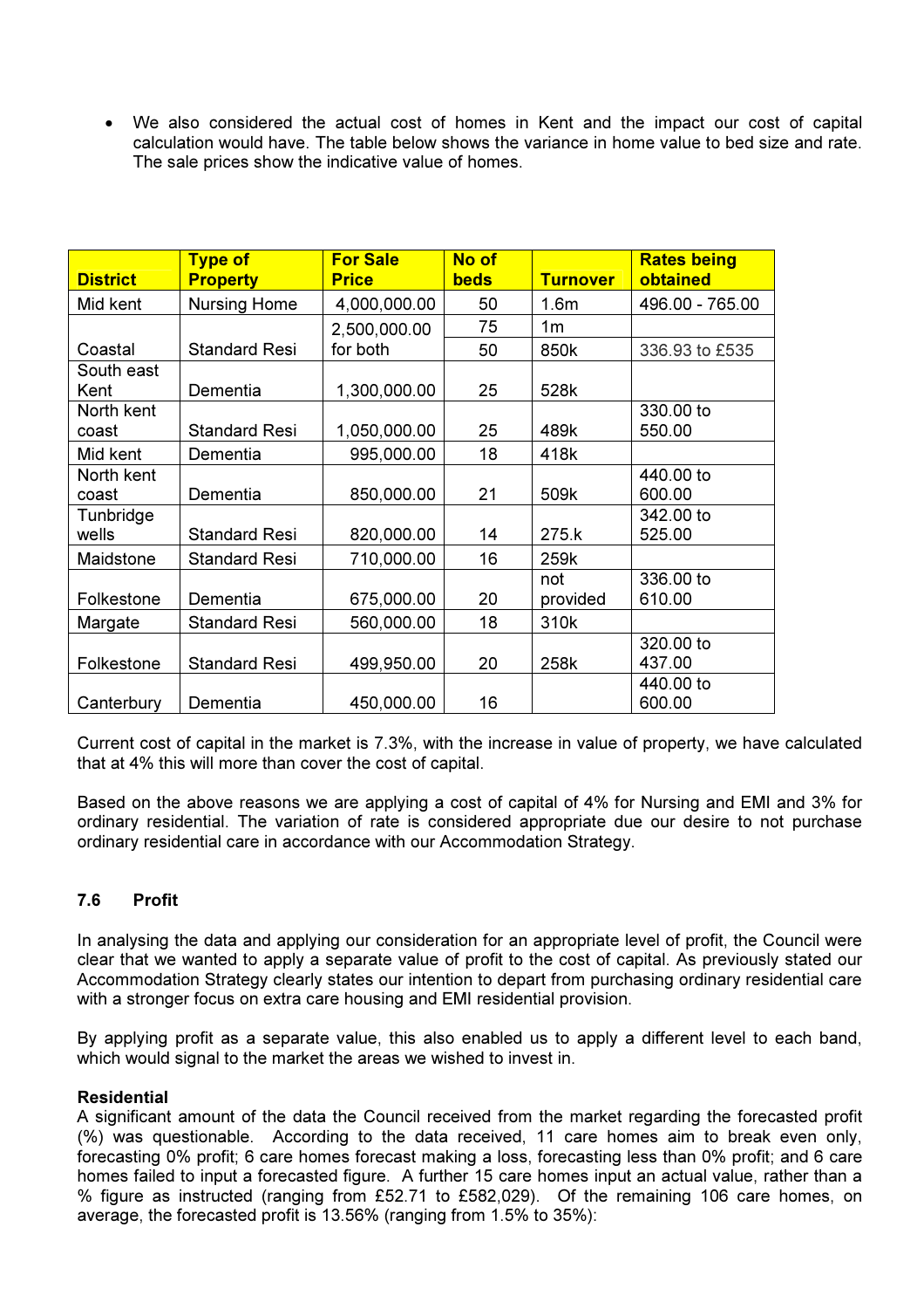- We also considered the actual cost of homes in Kent and the impact our cost of capital calculation would have. The table below shows the variance in home value to bed size and rate. The sale prices show the indicative value of homes.

| District | Type of Property | For Sale Price | No of beds | Turnover | Rates being obtained |
|---|---|---|---|---|---|
| Mid kent | Nursing Home | 4,000,000.00 | 50 | 1.6m | 496.00 - 765.00 |
| Coastal | Standard Resi | 2,500,000.00 for both | 75 | 1m | |
| | | | 50 | 850k | 336.93 to £535 |
| South east Kent | Dementia | 1,300,000.00 | 25 | 528k | |
| North kent coast | Standard Resi | 1,050,000.00 | 25 | 489k | 330.00 to 550.00 |
| Mid kent | Dementia | 995,000.00 | 18 | 418k | |
| North kent coast | Dementia | 850,000.00 | 21 | 509k | 440.00 to 600.00 |
| Tunbridge wells | Standard Resi | 820,000.00 | 14 | 275.k | 342.00 to 525.00 |
| Maidstone | Standard Resi | 710,000.00 | 16 | 259k | |
| Folkestone | Dementia | 675,000.00 | 20 | not provided | 336.00 to 610.00 |
| Margate | Standard Resi | 560,000.00 | 18 | 310k | |
| Folkestone | Standard Resi | 499,950.00 | 20 | 258k | 320.00 to 437.00 |
| Canterbury | Dementia | 450,000.00 | 16 | | 440.00 to 600.00 |

Current cost of capital in the market is 7.3%, with the increase in value of property, we have calculated that at 4% this will more than cover the cost of capital.

Based on the above reasons we are applying a cost of capital of 4% for Nursing and EMI and 3% for ordinary residential. The variation of rate is considered appropriate due our desire to not purchase ordinary residential care in accordance with our Accommodation Strategy.

### 7.6 Profit

In analysing the data and applying our consideration for an appropriate level of profit, the Council were clear that we wanted to apply a separate value of profit to the cost of capital. As previously stated our Accommodation Strategy clearly states our intention to depart from purchasing ordinary residential care with a stronger focus on extra care housing and EMI residential provision.

By applying profit as a separate value, this also enabled us to apply a different level to each band, which would signal to the market the areas we wished to invest in.

**Residential**
A significant amount of the data the Council received from the market regarding the forecasted profit (%) was questionable. According to the data received, 11 care homes aim to break even only, forecasting 0% profit; 6 care homes forecast making a loss, forecasting less than 0% profit; and 6 care homes failed to input a forecasted figure. A further 15 care homes input an actual value, rather than a % figure as instructed (ranging from £52.71 to £582,029). Of the remaining 106 care homes, on average, the forecasted profit is 13.56% (ranging from 1.5% to 35%):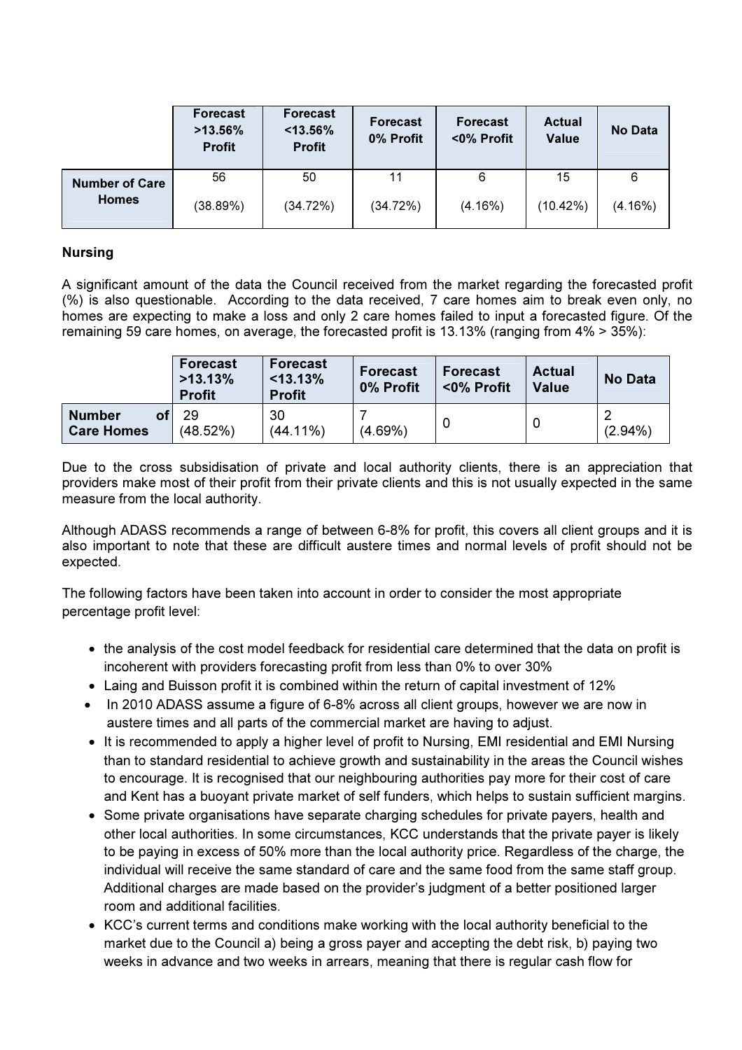| | Forecast >13.56% Profit | Forecast <13.56% Profit | Forecast 0% Profit | Forecast <0% Profit | Actual Value | No Data |
|---|---|---|---|---|---|---|
| Number of Care Homes | 56<br>(38.89%) | 50<br>(34.72%) | 11<br>(34.72%) | 6<br>(4.16%) | 15<br>(10.42%) | 6<br>(4.16%) |

**Nursing**

A significant amount of the data the Council received from the market regarding the forecasted profit (%) is also questionable. According to the data received, 7 care homes aim to break even only, no homes are expecting to make a loss and only 2 care homes failed to input a forecasted figure. Of the remaining 59 care homes, on average, the forecasted profit is 13.13% (ranging from 4% > 35%):

| | Forecast >13.13% Profit | Forecast <13.13% Profit | Forecast 0% Profit | Forecast <0% Profit | Actual Value | No Data |
|---|---|---|---|---|---|---|
| Number of Care Homes | 29<br>(48.52%) | 30<br>(44.11%) | 7<br>(4.69%) | 0 | 0 | 2<br>(2.94%) |

Due to the cross subsidisation of private and local authority clients, there is an appreciation that providers make most of their profit from their private clients and this is not usually expected in the same measure from the local authority.

Although ADASS recommends a range of between 6-8% for profit, this covers all client groups and it is also important to note that these are difficult austere times and normal levels of profit should not be expected.

The following factors have been taken into account in order to consider the most appropriate percentage profit level:

- the analysis of the cost model feedback for residential care determined that the data on profit is incoherent with providers forecasting profit from less than 0% to over 30%
- Laing and Buisson profit it is combined within the return of capital investment of 12%
- In 2010 ADASS assume a figure of 6-8% across all client groups, however we are now in austere times and all parts of the commercial market are having to adjust.
- It is recommended to apply a higher level of profit to Nursing, EMI residential and EMI Nursing than to standard residential to achieve growth and sustainability in the areas the Council wishes to encourage. It is recognised that our neighbouring authorities pay more for their cost of care and Kent has a buoyant private market of self funders, which helps to sustain sufficient margins.
- Some private organisations have separate charging schedules for private payers, health and other local authorities. In some circumstances, KCC understands that the private payer is likely to be paying in excess of 50% more than the local authority price. Regardless of the charge, the individual will receive the same standard of care and the same food from the same staff group. Additional charges are made based on the provider's judgment of a better positioned larger room and additional facilities.
- KCC's current terms and conditions make working with the local authority beneficial to the market due to the Council a) being a gross payer and accepting the debt risk, b) paying two weeks in advance and two weeks in arrears, meaning that there is regular cash flow for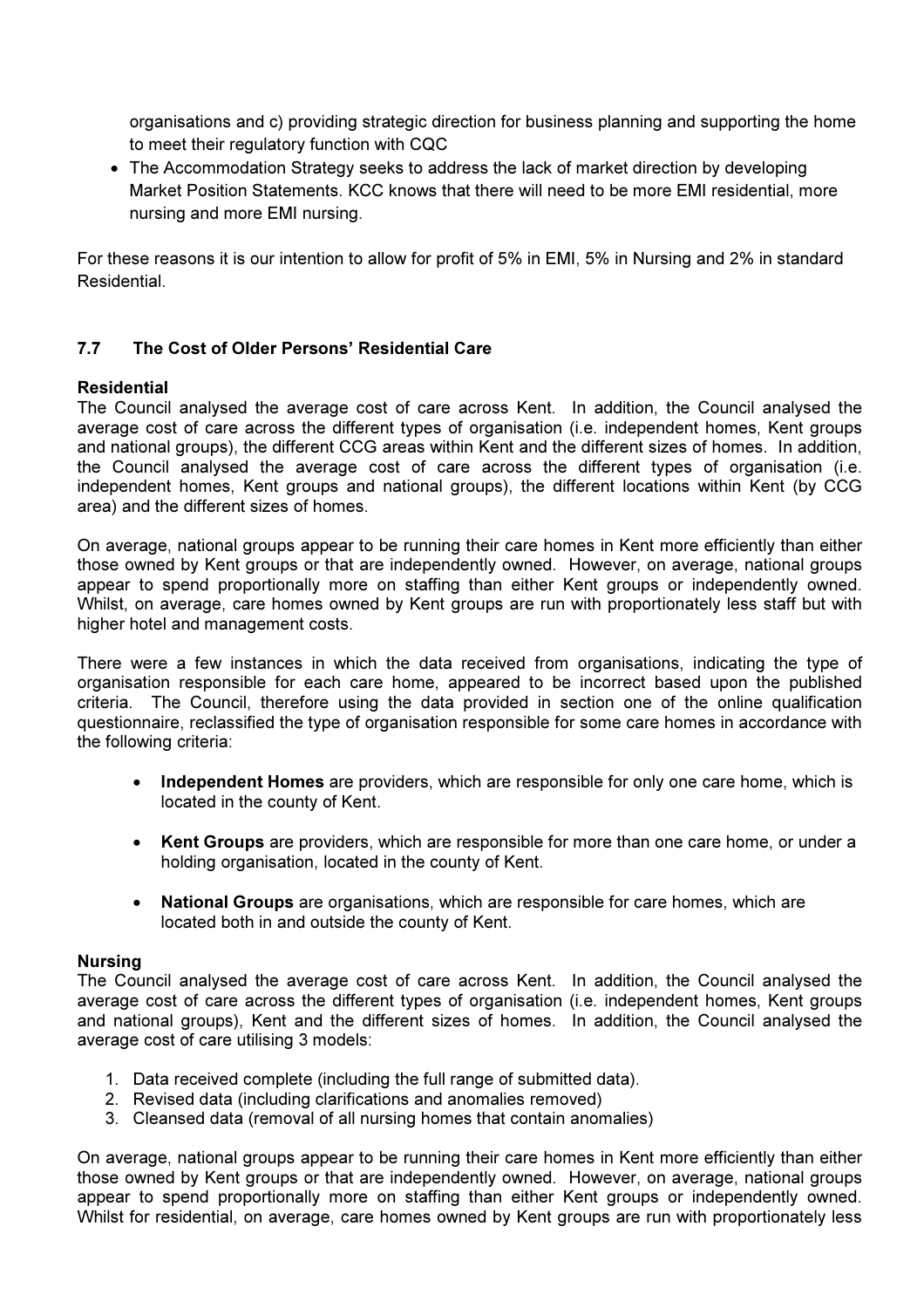organisations and c) providing strategic direction for business planning and supporting the home to meet their regulatory function with CQC

- The Accommodation Strategy seeks to address the lack of market direction by developing Market Position Statements. KCC knows that there will need to be more EMI residential, more nursing and more EMI nursing.

For these reasons it is our intention to allow for profit of 5% in EMI, 5% in Nursing and 2% in standard Residential.

## 7.7 The Cost of Older Persons' Residential Care

**Residential**

The Council analysed the average cost of care across Kent. In addition, the Council analysed the average cost of care across the different types of organisation (i.e. independent homes, Kent groups and national groups), the different CCG areas within Kent and the different sizes of homes. In addition, the Council analysed the average cost of care across the different types of organisation (i.e. independent homes, Kent groups and national groups), the different locations within Kent (by CCG area) and the different sizes of homes.

On average, national groups appear to be running their care homes in Kent more efficiently than either those owned by Kent groups or that are independently owned. However, on average, national groups appear to spend proportionally more on staffing than either Kent groups or independently owned. Whilst, on average, care homes owned by Kent groups are run with proportionately less staff but with higher hotel and management costs.

There were a few instances in which the data received from organisations, indicating the type of organisation responsible for each care home, appeared to be incorrect based upon the published criteria. The Council, therefore using the data provided in section one of the online qualification questionnaire, reclassified the type of organisation responsible for some care homes in accordance with the following criteria:

- **Independent Homes** are providers, which are responsible for only one care home, which is located in the county of Kent.
- **Kent Groups** are providers, which are responsible for more than one care home, or under a holding organisation, located in the county of Kent.
- **National Groups** are organisations, which are responsible for care homes, which are located both in and outside the county of Kent.

**Nursing**

The Council analysed the average cost of care across Kent. In addition, the Council analysed the average cost of care across the different types of organisation (i.e. independent homes, Kent groups and national groups), Kent and the different sizes of homes. In addition, the Council analysed the average cost of care utilising 3 models:

1. Data received complete (including the full range of submitted data).
2. Revised data (including clarifications and anomalies removed)
3. Cleansed data (removal of all nursing homes that contain anomalies)

On average, national groups appear to be running their care homes in Kent more efficiently than either those owned by Kent groups or that are independently owned. However, on average, national groups appear to spend proportionally more on staffing than either Kent groups or independently owned. Whilst for residential, on average, care homes owned by Kent groups are run with proportionately less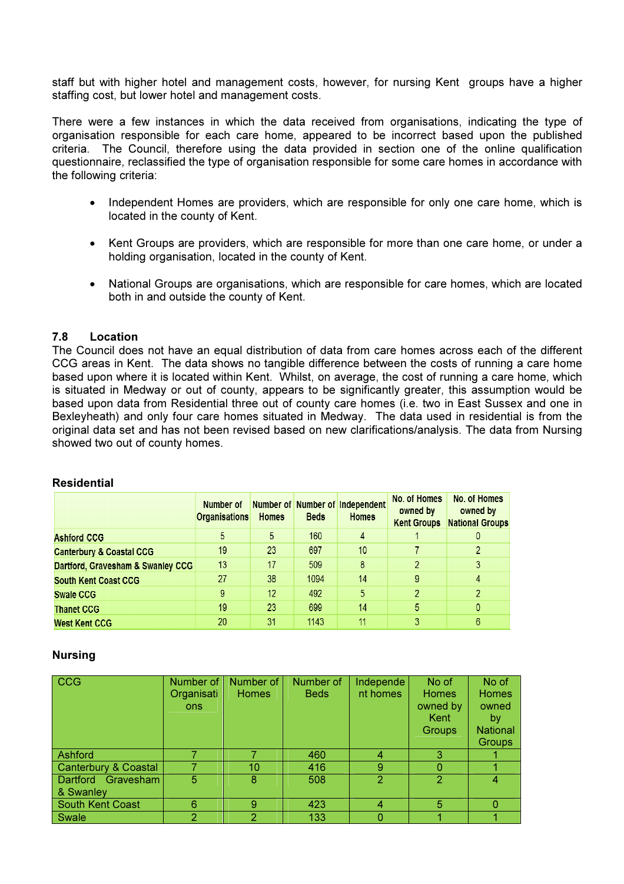staff but with higher hotel and management costs, however, for nursing Kent groups have a higher staffing cost, but lower hotel and management costs.

There were a few instances in which the data received from organisations, indicating the type of organisation responsible for each care home, appeared to be incorrect based upon the published criteria. The Council, therefore using the data provided in section one of the online qualification questionnaire, reclassified the type of organisation responsible for some care homes in accordance with the following criteria:

- Independent Homes are providers, which are responsible for only one care home, which is located in the county of Kent.
- Kent Groups are providers, which are responsible for more than one care home, or under a holding organisation, located in the county of Kent.
- National Groups are organisations, which are responsible for care homes, which are located both in and outside the county of Kent.

### 7.8 Location

The Council does not have an equal distribution of data from care homes across each of the different CCG areas in Kent. The data shows no tangible difference between the costs of running a care home based upon where it is located within Kent. Whilst, on average, the cost of running a care home, which is situated in Medway or out of county, appears to be significantly greater, this assumption would be based upon data from Residential three out of county care homes (i.e. two in East Sussex and one in Bexleyheath) and only four care homes situated in Medway. The data used in residential is from the original data set and has not been revised based on new clarifications/analysis. The data from Nursing showed two out of county homes.

**Residential**

| | Number of Organisations | Number of Homes | Number of Beds | Independent Homes | No. of Homes owned by Kent Groups | No. of Homes owned by National Groups |
|---|---|---|---|---|---|---|
| Ashford CCG | 5 | 5 | 160 | 4 | 1 | 0 |
| Canterbury & Coastal CCG | 19 | 23 | 697 | 10 | 7 | 2 |
| Dartford, Gravesham & Swanley CCG | 13 | 17 | 509 | 8 | 2 | 3 |
| South Kent Coast CCG | 27 | 38 | 1094 | 14 | 9 | 4 |
| Swale CCG | 9 | 12 | 492 | 5 | 2 | 2 |
| Thanet CCG | 19 | 23 | 699 | 14 | 5 | 0 |
| West Kent CCG | 20 | 31 | 1143 | 11 | 3 | 6 |

**Nursing**

| CCG | Number of Organisations | Number of Homes | Number of Beds | Independent homes | No of Homes owned by Kent Groups | No of Homes owned by National Groups |
|---|---|---|---|---|---|---|
| Ashford | 7 | 7 | 460 | 4 | 3 | 1 |
| Canterbury & Coastal | 7 | 10 | 416 | 9 | 0 | 1 |
| Dartford Gravesham & Swanley | 5 | 8 | 508 | 2 | 2 | 4 |
| South Kent Coast | 6 | 9 | 423 | 4 | 5 | 0 |
| Swale | 2 | 2 | 133 | 0 | 1 | 1 |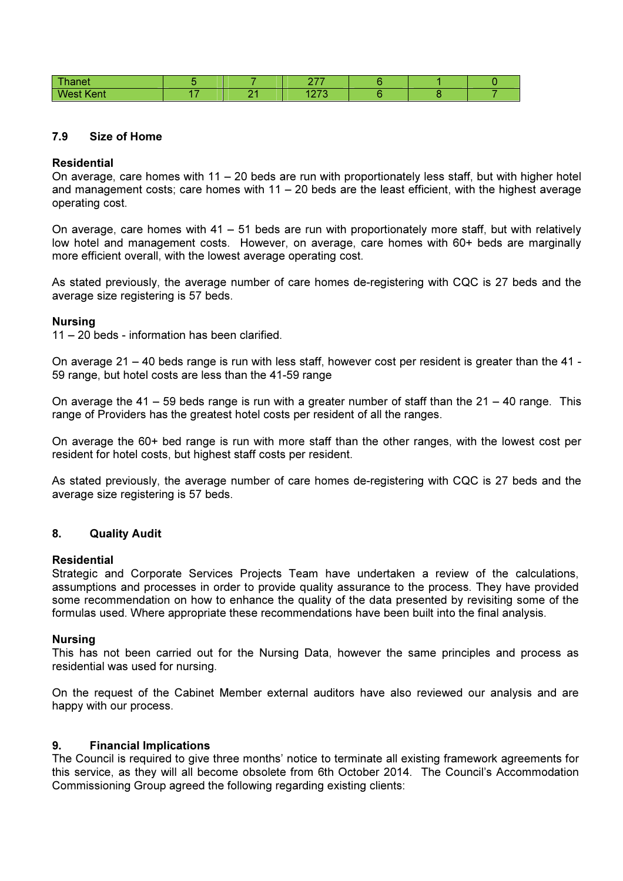| Thanet | 5 | 7 | 277 | 6 | 1 | 0 |
|---|---|---|---|---|---|---|
| West Kent | 17 | 21 | 1273 | 6 | 8 | 7 |

### 7.9 Size of Home

**Residential**

On average, care homes with 11 – 20 beds are run with proportionately less staff, but with higher hotel and management costs; care homes with 11 – 20 beds are the least efficient, with the highest average operating cost.

On average, care homes with 41 – 51 beds are run with proportionately more staff, but with relatively low hotel and management costs. However, on average, care homes with 60+ beds are marginally more efficient overall, with the lowest average operating cost.

As stated previously, the average number of care homes de-registering with CQC is 27 beds and the average size registering is 57 beds.

**Nursing**

11 – 20 beds - information has been clarified.

On average 21 – 40 beds range is run with less staff, however cost per resident is greater than the 41 - 59 range, but hotel costs are less than the 41-59 range

On average the 41 – 59 beds range is run with a greater number of staff than the 21 – 40 range. This range of Providers has the greatest hotel costs per resident of all the ranges.

On average the 60+ bed range is run with more staff than the other ranges, with the lowest cost per resident for hotel costs, but highest staff costs per resident.

As stated previously, the average number of care homes de-registering with CQC is 27 beds and the average size registering is 57 beds.

## 8. Quality Audit

**Residential**

Strategic and Corporate Services Projects Team have undertaken a review of the calculations, assumptions and processes in order to provide quality assurance to the process. They have provided some recommendation on how to enhance the quality of the data presented by revisiting some of the formulas used. Where appropriate these recommendations have been built into the final analysis.

**Nursing**

This has not been carried out for the Nursing Data, however the same principles and process as residential was used for nursing.

On the request of the Cabinet Member external auditors have also reviewed our analysis and are happy with our process.

## 9. Financial Implications

The Council is required to give three months' notice to terminate all existing framework agreements for this service, as they will all become obsolete from 6th October 2014. The Council's Accommodation Commissioning Group agreed the following regarding existing clients: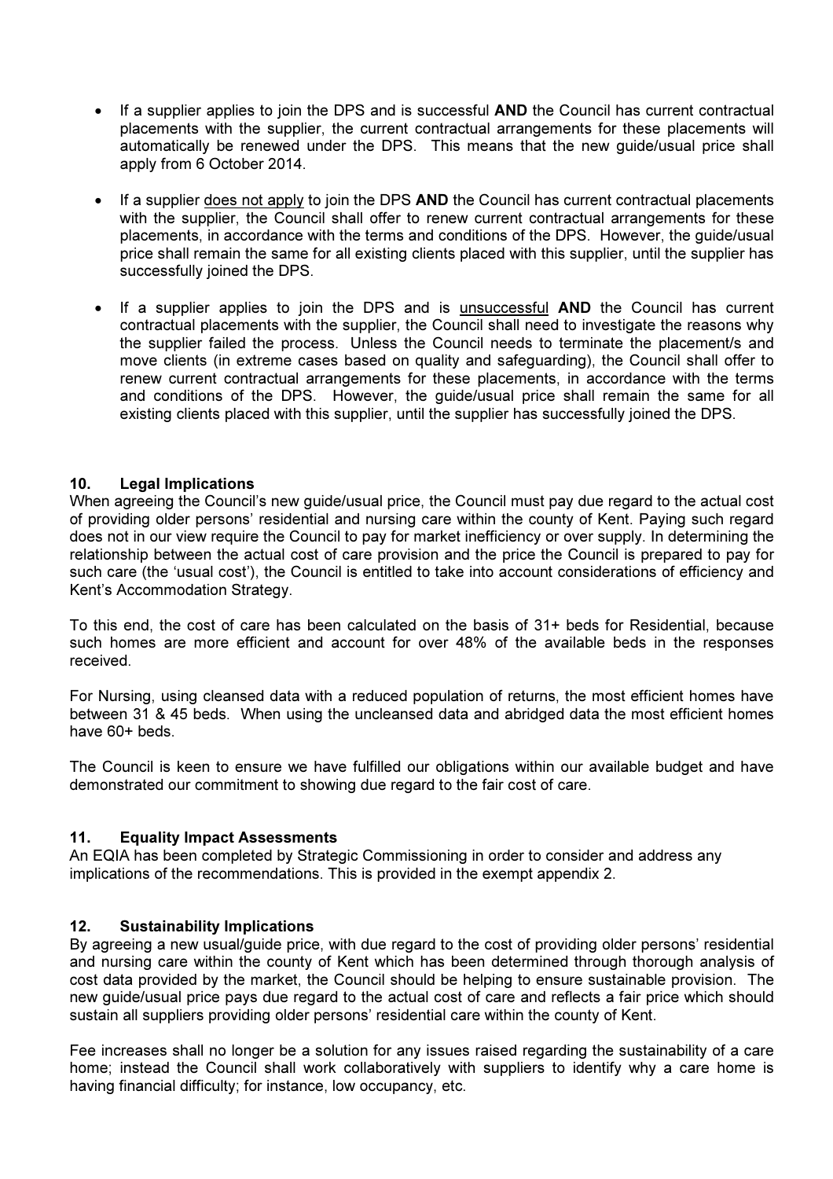- If a supplier applies to join the DPS and is successful **AND** the Council has current contractual placements with the supplier, the current contractual arrangements for these placements will automatically be renewed under the DPS. This means that the new guide/usual price shall apply from 6 October 2014.
- If a supplier does not apply to join the DPS **AND** the Council has current contractual placements with the supplier, the Council shall offer to renew current contractual arrangements for these placements, in accordance with the terms and conditions of the DPS. However, the guide/usual price shall remain the same for all existing clients placed with this supplier, until the supplier has successfully joined the DPS.
- If a supplier applies to join the DPS and is unsuccessful **AND** the Council has current contractual placements with the supplier, the Council shall need to investigate the reasons why the supplier failed the process. Unless the Council needs to terminate the placement/s and move clients (in extreme cases based on quality and safeguarding), the Council shall offer to renew current contractual arrangements for these placements, in accordance with the terms and conditions of the DPS. However, the guide/usual price shall remain the same for all existing clients placed with this supplier, until the supplier has successfully joined the DPS.

## 10. Legal Implications

When agreeing the Council's new guide/usual price, the Council must pay due regard to the actual cost of providing older persons' residential and nursing care within the county of Kent. Paying such regard does not in our view require the Council to pay for market inefficiency or over supply. In determining the relationship between the actual cost of care provision and the price the Council is prepared to pay for such care (the 'usual cost'), the Council is entitled to take into account considerations of efficiency and Kent's Accommodation Strategy.

To this end, the cost of care has been calculated on the basis of 31+ beds for Residential, because such homes are more efficient and account for over 48% of the available beds in the responses received.

For Nursing, using cleansed data with a reduced population of returns, the most efficient homes have between 31 & 45 beds. When using the uncleansed data and abridged data the most efficient homes have 60+ beds.

The Council is keen to ensure we have fulfilled our obligations within our available budget and have demonstrated our commitment to showing due regard to the fair cost of care.

## 11. Equality Impact Assessments

An EQIA has been completed by Strategic Commissioning in order to consider and address any implications of the recommendations. This is provided in the exempt appendix 2.

## 12. Sustainability Implications

By agreeing a new usual/guide price, with due regard to the cost of providing older persons' residential and nursing care within the county of Kent which has been determined through thorough analysis of cost data provided by the market, the Council should be helping to ensure sustainable provision. The new guide/usual price pays due regard to the actual cost of care and reflects a fair price which should sustain all suppliers providing older persons' residential care within the county of Kent.

Fee increases shall no longer be a solution for any issues raised regarding the sustainability of a care home; instead the Council shall work collaboratively with suppliers to identify why a care home is having financial difficulty; for instance, low occupancy, etc.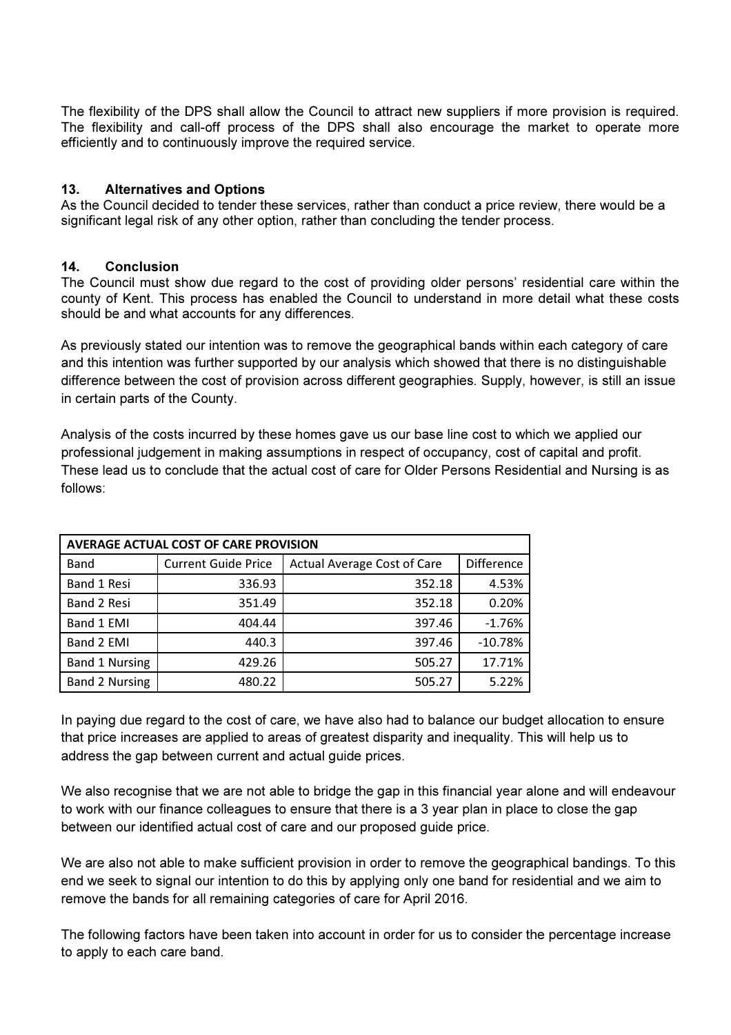The flexibility of the DPS shall allow the Council to attract new suppliers if more provision is required. The flexibility and call-off process of the DPS shall also encourage the market to operate more efficiently and to continuously improve the required service.

## 13. Alternatives and Options

As the Council decided to tender these services, rather than conduct a price review, there would be a significant legal risk of any other option, rather than concluding the tender process.

## 14. Conclusion

The Council must show due regard to the cost of providing older persons' residential care within the county of Kent. This process has enabled the Council to understand in more detail what these costs should be and what accounts for any differences.

As previously stated our intention was to remove the geographical bands within each category of care and this intention was further supported by our analysis which showed that there is no distinguishable difference between the cost of provision across different geographies. Supply, however, is still an issue in certain parts of the County.

Analysis of the costs incurred by these homes gave us our base line cost to which we applied our professional judgement in making assumptions in respect of occupancy, cost of capital and profit. These lead us to conclude that the actual cost of care for Older Persons Residential and Nursing is as follows:

| **AVERAGE ACTUAL COST OF CARE PROVISION** | | | |
|---|---|---|---|
| Band | Current Guide Price | Actual Average Cost of Care | Difference |
| Band 1 Resi | 336.93 | 352.18 | 4.53% |
| Band 2 Resi | 351.49 | 352.18 | 0.20% |
| Band 1 EMI | 404.44 | 397.46 | -1.76% |
| Band 2 EMI | 440.3 | 397.46 | -10.78% |
| Band 1 Nursing | 429.26 | 505.27 | 17.71% |
| Band 2 Nursing | 480.22 | 505.27 | 5.22% |

In paying due regard to the cost of care, we have also had to balance our budget allocation to ensure that price increases are applied to areas of greatest disparity and inequality. This will help us to address the gap between current and actual guide prices.

We also recognise that we are not able to bridge the gap in this financial year alone and will endeavour to work with our finance colleagues to ensure that there is a 3 year plan in place to close the gap between our identified actual cost of care and our proposed guide price.

We are also not able to make sufficient provision in order to remove the geographical bandings. To this end we seek to signal our intention to do this by applying only one band for residential and we aim to remove the bands for all remaining categories of care for April 2016.

The following factors have been taken into account in order for us to consider the percentage increase to apply to each care band.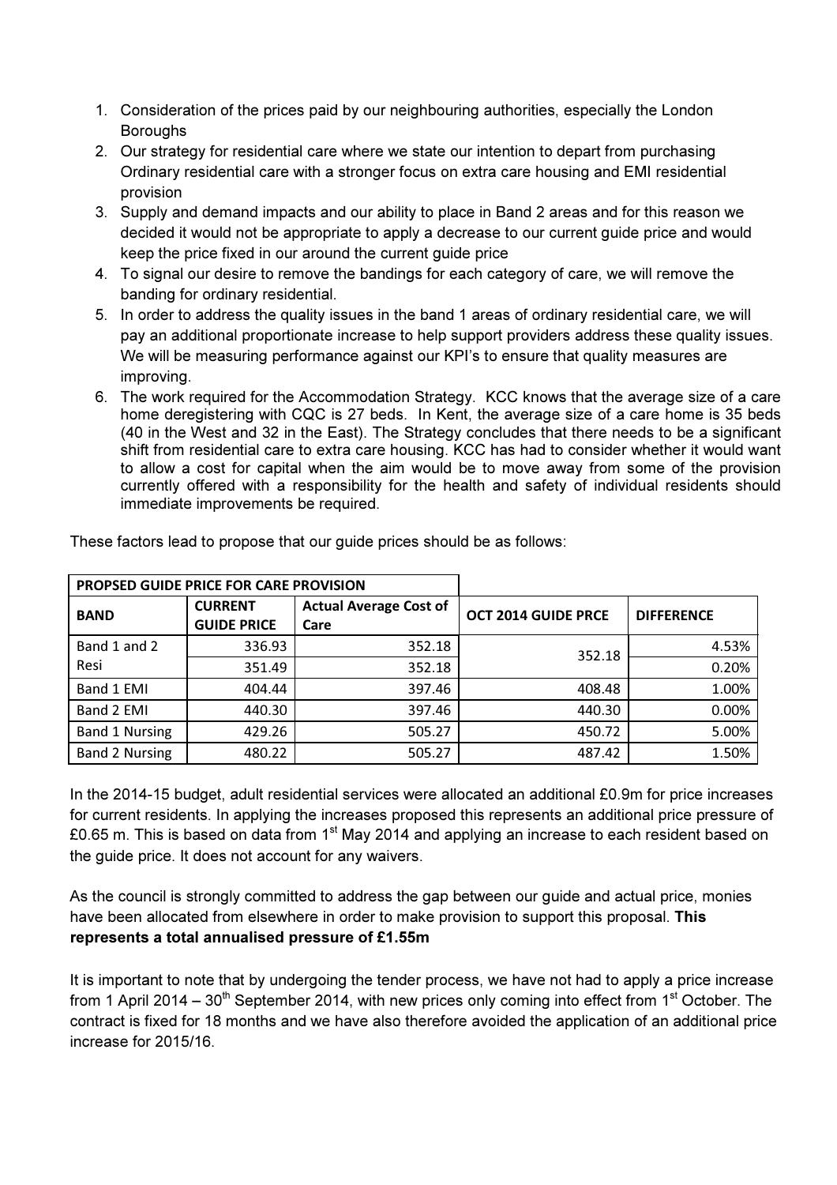1. Consideration of the prices paid by our neighbouring authorities, especially the London Boroughs
2. Our strategy for residential care where we state our intention to depart from purchasing Ordinary residential care with a stronger focus on extra care housing and EMI residential provision
3. Supply and demand impacts and our ability to place in Band 2 areas and for this reason we decided it would not be appropriate to apply a decrease to our current guide price and would keep the price fixed in our around the current guide price
4. To signal our desire to remove the bandings for each category of care, we will remove the banding for ordinary residential.
5. In order to address the quality issues in the band 1 areas of ordinary residential care, we will pay an additional proportionate increase to help support providers address these quality issues. We will be measuring performance against our KPI's to ensure that quality measures are improving.
6. The work required for the Accommodation Strategy. KCC knows that the average size of a care home deregistering with CQC is 27 beds. In Kent, the average size of a care home is 35 beds (40 in the West and 32 in the East). The Strategy concludes that there needs to be a significant shift from residential care to extra care housing. KCC has had to consider whether it would want to allow a cost for capital when the aim would be to move away from some of the provision currently offered with a responsibility for the health and safety of individual residents should immediate improvements be required.

These factors lead to propose that our guide prices should be as follows:

| PROPSED GUIDE PRICE FOR CARE PROVISION | | | | |
|---|---|---|---|---|
| **BAND** | **CURRENT GUIDE PRICE** | **Actual Average Cost of Care** | **OCT 2014 GUIDE PRCE** | **DIFFERENCE** |
| Band 1 and 2 Resi | 336.93 | 352.18 | 352.18 | 4.53% |
| | 351.49 | 352.18 | | 0.20% |
| Band 1 EMI | 404.44 | 397.46 | 408.48 | 1.00% |
| Band 2 EMI | 440.30 | 397.46 | 440.30 | 0.00% |
| Band 1 Nursing | 429.26 | 505.27 | 450.72 | 5.00% |
| Band 2 Nursing | 480.22 | 505.27 | 487.42 | 1.50% |

In the 2014-15 budget, adult residential services were allocated an additional £0.9m for price increases for current residents. In applying the increases proposed this represents an additional price pressure of £0.65 m. This is based on data from 1st May 2014 and applying an increase to each resident based on the guide price. It does not account for any waivers.

As the council is strongly committed to address the gap between our guide and actual price, monies have been allocated from elsewhere in order to make provision to support this proposal. **This represents a total annualised pressure of £1.55m**

It is important to note that by undergoing the tender process, we have not had to apply a price increase from 1 April 2014 – 30th September 2014, with new prices only coming into effect from 1st October. The contract is fixed for 18 months and we have also therefore avoided the application of an additional price increase for 2015/16.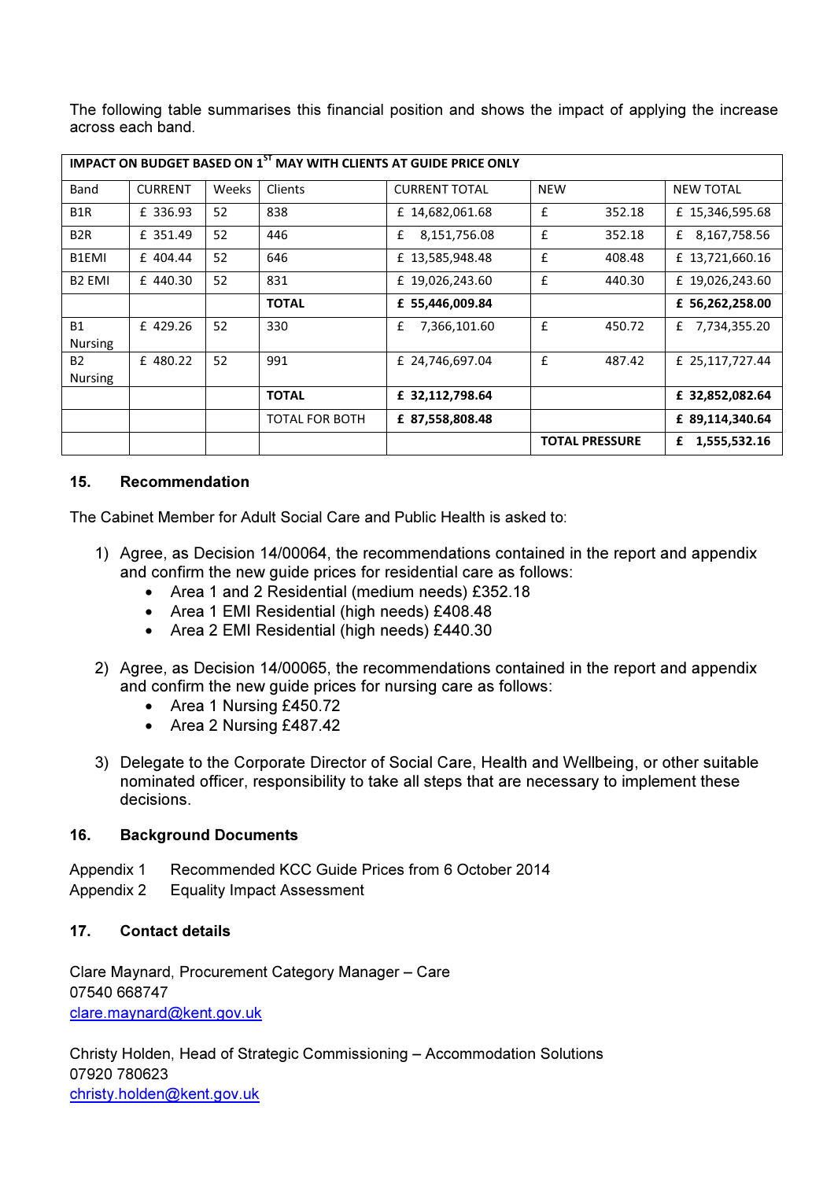The following table summarises this financial position and shows the impact of applying the increase across each band.

| IMPACT ON BUDGET BASED ON 1ST MAY WITH CLIENTS AT GUIDE PRICE ONLY | | | | | | |
|---|---|---|---|---|---|---|
| Band | CURRENT | Weeks | Clients | CURRENT TOTAL | NEW | NEW TOTAL |
| B1R | £ 336.93 | 52 | 838 | £ 14,682,061.68 | £ 352.18 | £ 15,346,595.68 |
| B2R | £ 351.49 | 52 | 446 | £ 8,151,756.08 | £ 352.18 | £ 8,167,758.56 |
| B1EMI | £ 404.44 | 52 | 646 | £ 13,585,948.48 | £ 408.48 | £ 13,721,660.16 |
| B2 EMI | £ 440.30 | 52 | 831 | £ 19,026,243.60 | £ 440.30 | £ 19,026,243.60 |
| | | | **TOTAL** | **£ 55,446,009.84** | | **£ 56,262,258.00** |
| B1 Nursing | £ 429.26 | 52 | 330 | £ 7,366,101.60 | £ 450.72 | £ 7,734,355.20 |
| B2 Nursing | £ 480.22 | 52 | 991 | £ 24,746,697.04 | £ 487.42 | £ 25,117,727.44 |
| | | | **TOTAL** | **£ 32,112,798.64** | | **£ 32,852,082.64** |
| | | | TOTAL FOR BOTH | **£ 87,558,808.48** | | **£ 89,114,340.64** |
| | | | | | **TOTAL PRESSURE** | **£ 1,555,532.16** |

## 15. Recommendation

The Cabinet Member for Adult Social Care and Public Health is asked to:

1) Agree, as Decision 14/00064, the recommendations contained in the report and appendix and confirm the new guide prices for residential care as follows:
    - Area 1 and 2 Residential (medium needs) £352.18
    - Area 1 EMI Residential (high needs) £408.48
    - Area 2 EMI Residential (high needs) £440.30

2) Agree, as Decision 14/00065, the recommendations contained in the report and appendix and confirm the new guide prices for nursing care as follows:
    - Area 1 Nursing £450.72
    - Area 2 Nursing £487.42

3) Delegate to the Corporate Director of Social Care, Health and Wellbeing, or other suitable nominated officer, responsibility to take all steps that are necessary to implement these decisions.

## 16. Background Documents

Appendix 1 Recommended KCC Guide Prices from 6 October 2014
Appendix 2 Equality Impact Assessment

## 17. Contact details

Clare Maynard, Procurement Category Manager – Care
07540 668747
clare.maynard@kent.gov.uk

Christy Holden, Head of Strategic Commissioning – Accommodation Solutions
07920 780623
christy.holden@kent.gov.uk